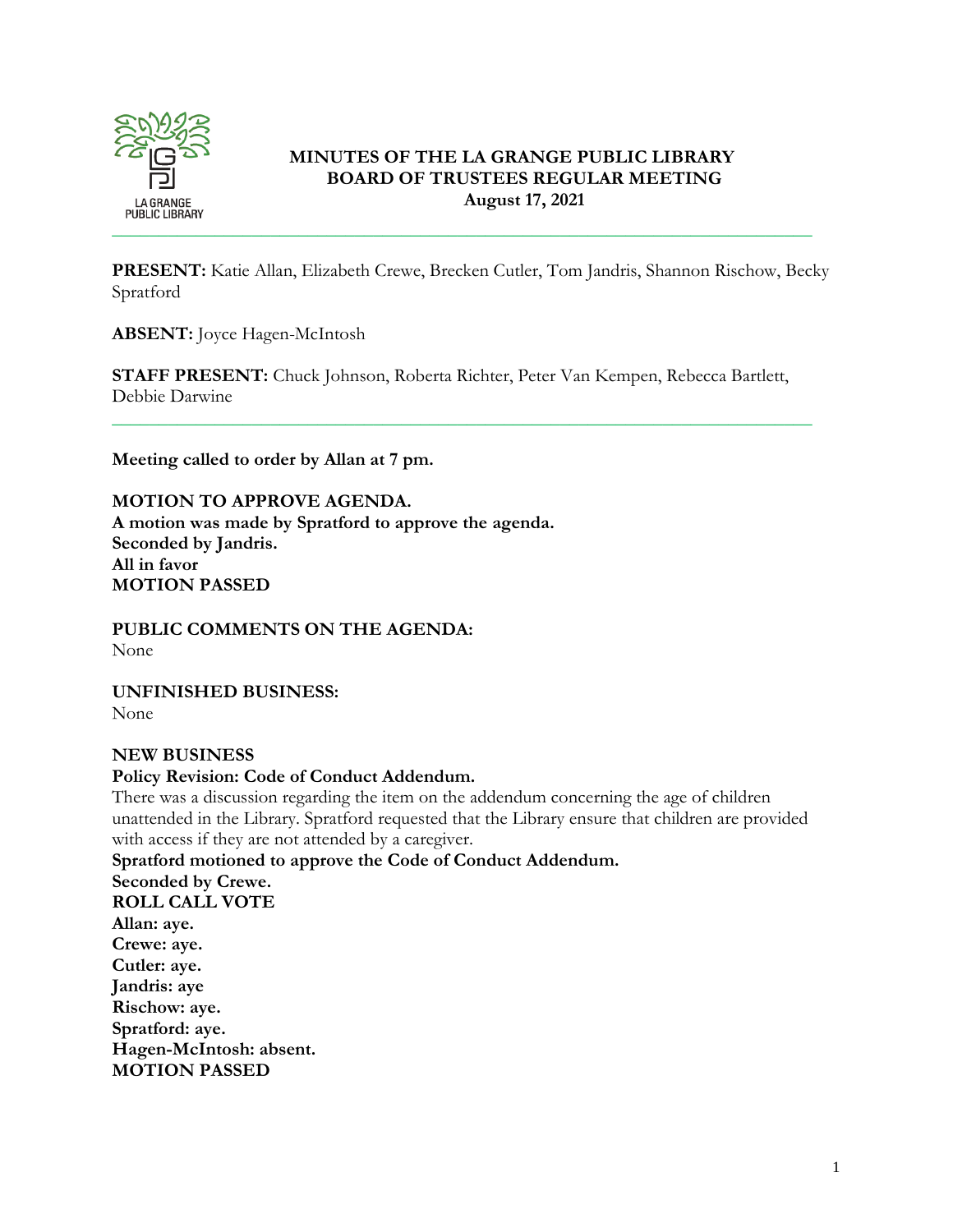# MINUTES OF THE LA GRANGE PUBLIC LIBRARY BOARD OF TRUSTEES REGULAR MEETING

**August 17, 2021**

---

**PRESENT:** Katie Allan, Elizabeth Crewe, Brecken Cutler, Tom Jandris, Shannon Rischow, Becky Spratford

**ABSENT:** Joyce Hagen-McIntosh

**STAFF PRESENT:** Chuck Johnson, Roberta Richter, Peter Van Kempen, Rebecca Bartlett, Debbie Darwine

---

**Meeting called to order by Allan at 7 pm.**

**MOTION TO APPROVE AGENDA.**
**A motion was made by Spratford to approve the agenda.**
**Seconded by Jandris.**
**All in favor**
**MOTION PASSED**

**PUBLIC COMMENTS ON THE AGENDA:**
None

**UNFINISHED BUSINESS:**
None

**NEW BUSINESS**

**Policy Revision: Code of Conduct Addendum.**

There was a discussion regarding the item on the addendum concerning the age of children unattended in the Library. Spratford requested that the Library ensure that children are provided with access if they are not attended by a caregiver.

**Spratford motioned to approve the Code of Conduct Addendum.**
**Seconded by Crewe.**
**ROLL CALL VOTE**
**Allan: aye.**
**Crewe: aye.**
**Cutler: aye.**
**Jandris: aye**
**Rischow: aye.**
**Spratford: aye.**
**Hagen-McIntosh: absent.**
**MOTION PASSED**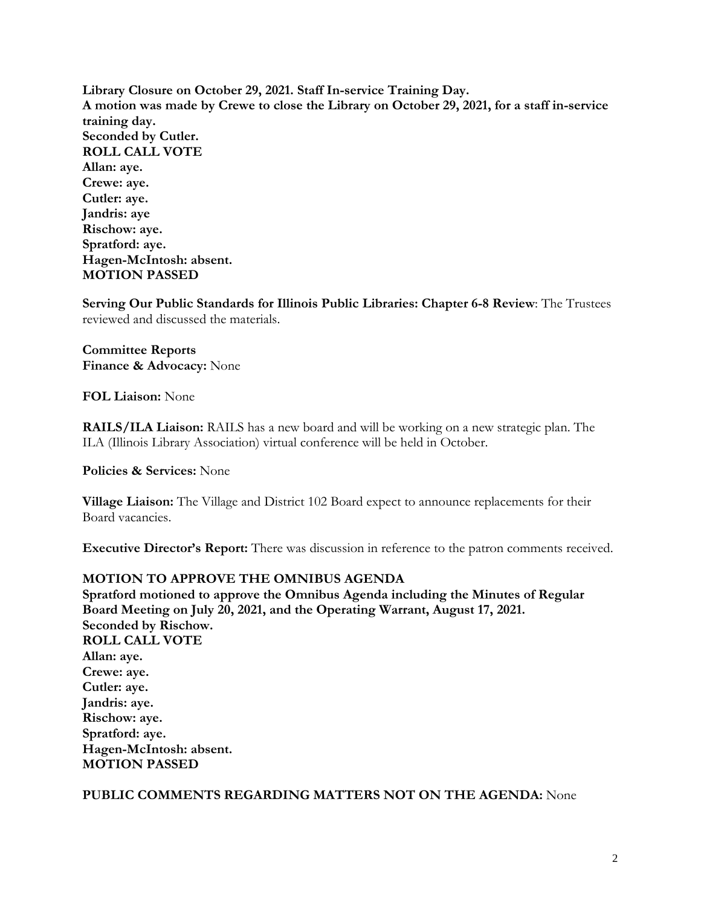**Library Closure on October 29, 2021. Staff In-service Training Day.**
**A motion was made by Crewe to close the Library on October 29, 2021, for a staff in-service training day.**
**Seconded by Cutler.**
**ROLL CALL VOTE**
**Allan: aye.**
**Crewe: aye.**
**Cutler: aye.**
**Jandris: aye**
**Rischow: aye.**
**Spratford: aye.**
**Hagen-McIntosh: absent.**
**MOTION PASSED**

**Serving Our Public Standards for Illinois Public Libraries: Chapter 6-8 Review**: The Trustees reviewed and discussed the materials.

**Committee Reports**
**Finance & Advocacy:** None

**FOL Liaison:** None

**RAILS/ILA Liaison:** RAILS has a new board and will be working on a new strategic plan. The ILA (Illinois Library Association) virtual conference will be held in October.

**Policies & Services:** None

**Village Liaison:** The Village and District 102 Board expect to announce replacements for their Board vacancies.

**Executive Director's Report:** There was discussion in reference to the patron comments received.

**MOTION TO APPROVE THE OMNIBUS AGENDA**
**Spratford motioned to approve the Omnibus Agenda including the Minutes of Regular Board Meeting on July 20, 2021, and the Operating Warrant, August 17, 2021.**
**Seconded by Rischow.**
**ROLL CALL VOTE**
**Allan: aye.**
**Crewe: aye.**
**Cutler: aye.**
**Jandris: aye.**
**Rischow: aye.**
**Spratford: aye.**
**Hagen-McIntosh: absent.**
**MOTION PASSED**

**PUBLIC COMMENTS REGARDING MATTERS NOT ON THE AGENDA:** None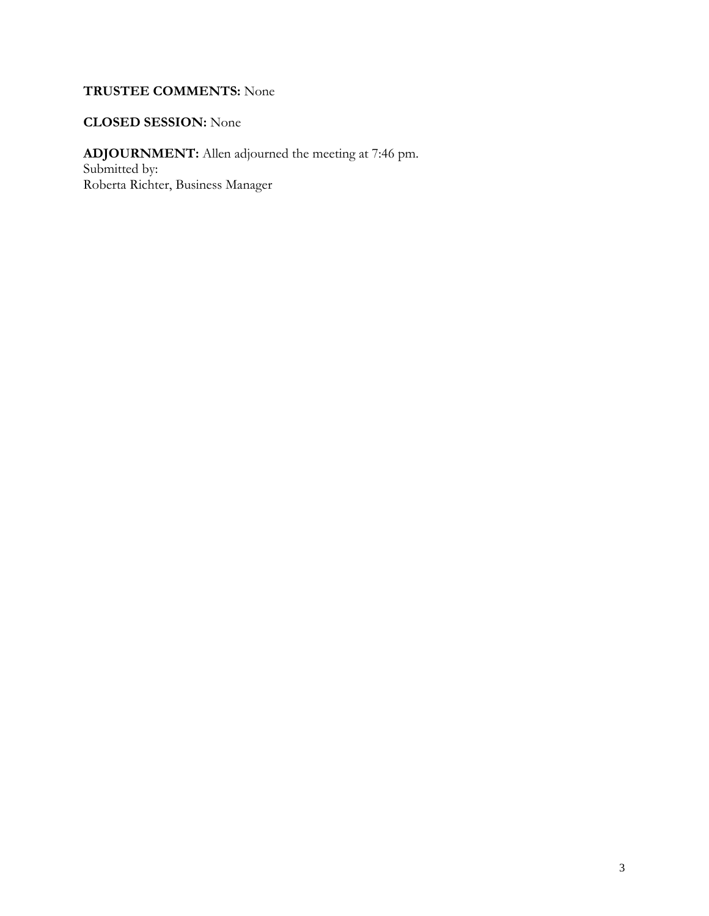**TRUSTEE COMMENTS:** None

**CLOSED SESSION:** None

**ADJOURNMENT:** Allen adjourned the meeting at 7:46 pm.
Submitted by:
Roberta Richter, Business Manager